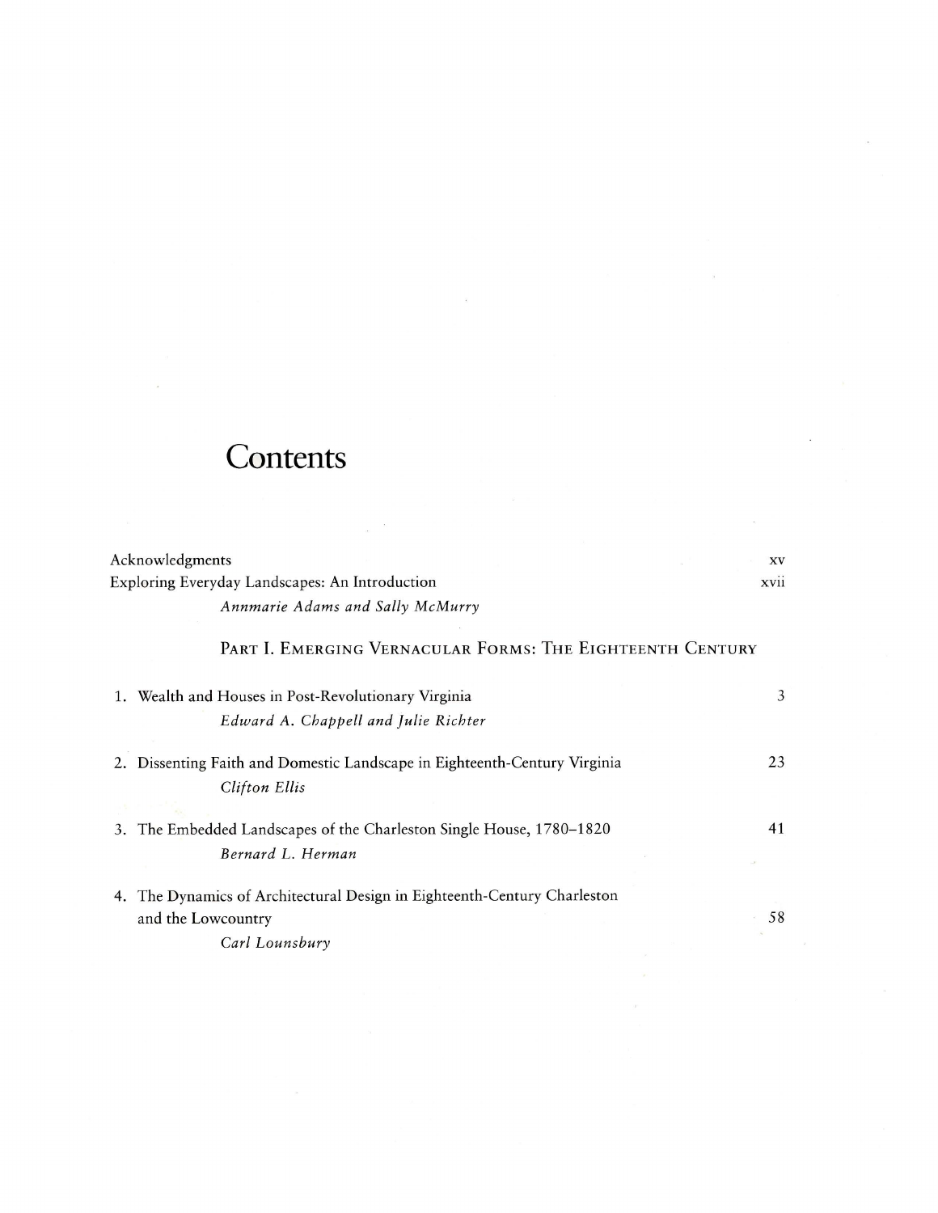# Contents

Acknowledgments xv

Exploring Everyday Landscapes: An Introduction xvii

*Annmarie Adams and Sally McMurry*

## Part I. Emerging Vernacular Forms: The Eighteenth Century

1. Wealth and Houses in Post-Revolutionary Virginia 3

   *Edward A. Chappell and Julie Richter*

2. Dissenting Faith and Domestic Landscape in Eighteenth-Century Virginia 23

   *Clifton Ellis*

3. The Embedded Landscapes of the Charleston Single House, 1780–1820 41

   *Bernard L. Herman*

4. The Dynamics of Architectural Design in Eighteenth-Century Charleston and the Lowcountry 58

   *Carl Lounsbury*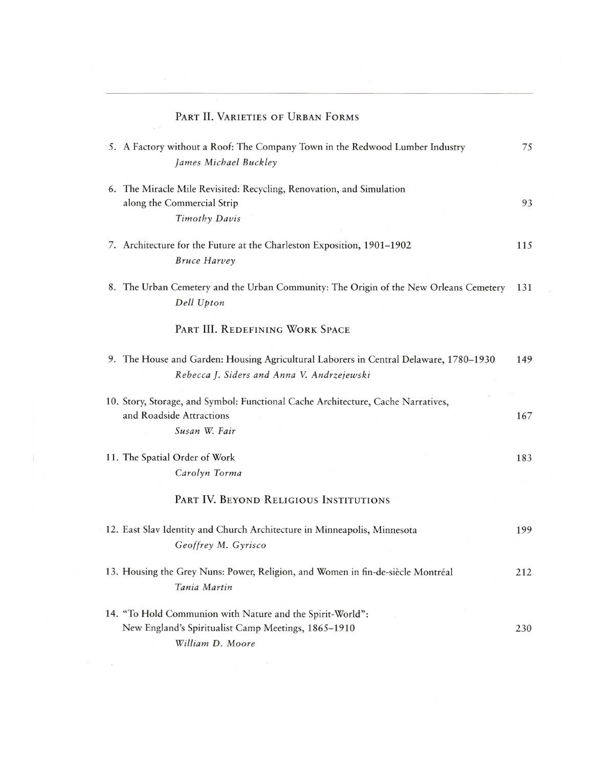## Part II. Varieties of Urban Forms

5. A Factory without a Roof: The Company Town in the Redwood Lumber Industry — 75
   *James Michael Buckley*

6. The Miracle Mile Revisited: Recycling, Renovation, and Simulation along the Commercial Strip — 93
   *Timothy Davis*

7. Architecture for the Future at the Charleston Exposition, 1901–1902 — 115
   *Bruce Harvey*

8. The Urban Cemetery and the Urban Community: The Origin of the New Orleans Cemetery — 131
   *Dell Upton*

## Part III. Redefining Work Space

9. The House and Garden: Housing Agricultural Laborers in Central Delaware, 1780–1930 — 149
   *Rebecca J. Siders and Anna V. Andrzejewski*

10. Story, Storage, and Symbol: Functional Cache Architecture, Cache Narratives, and Roadside Attractions — 167
    *Susan W. Fair*

11. The Spatial Order of Work — 183
    *Carolyn Torma*

## Part IV. Beyond Religious Institutions

12. East Slav Identity and Church Architecture in Minneapolis, Minnesota — 199
    *Geoffrey M. Gyrisco*

13. Housing the Grey Nuns: Power, Religion, and Women in fin-de-siècle Montréal — 212
    *Tania Martin*

14. "To Hold Communion with Nature and the Spirit-World": New England's Spiritualist Camp Meetings, 1865–1910 — 230
    *William D. Moore*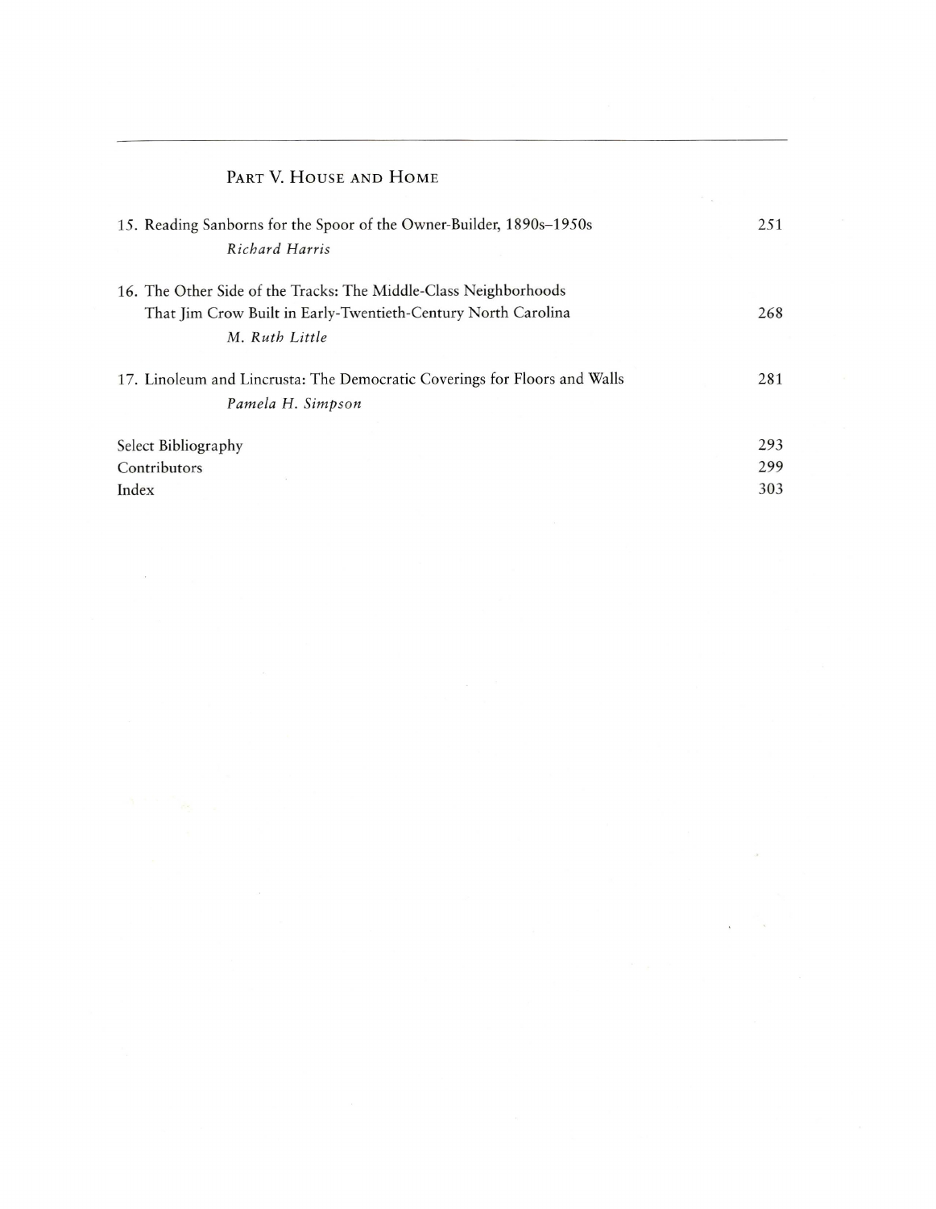## Part V. House and Home

15. Reading Sanborns for the Spoor of the Owner-Builder, 1890s–1950s — 251
    *Richard Harris*

16. The Other Side of the Tracks: The Middle-Class Neighborhoods That Jim Crow Built in Early-Twentieth-Century North Carolina — 268
    *M. Ruth Little*

17. Linoleum and Lincrusta: The Democratic Coverings for Floors and Walls — 281
    *Pamela H. Simpson*

Select Bibliography — 293

Contributors — 299

Index — 303